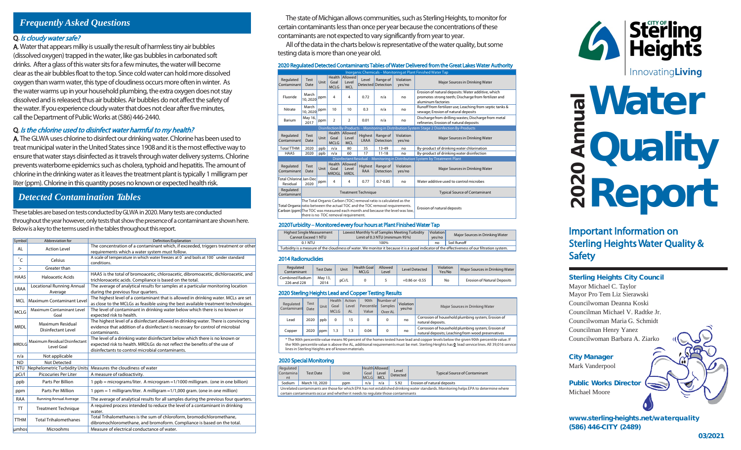## Frequently Asked Questions

**Q.** ***Is cloudy water safe?***

**A.** Water that appears milky is usually the result of harmless tiny air bubbles (dissolved oxygen) trapped in the water, like gas bubbles in carbonated soft drinks. After a glass of this water sits for a few minutes, the water will become clear as the air bubbles float to the top. Since cold water can hold more dissolved oxygen than warm water, this type of cloudiness occurs more often in winter. As the water warms up in your household plumbing, the extra oxygen does not stay dissolved and is released; thus air bubbles. Air bubbles do not affect the safety of the water. If you experience cloudy water that does not clear after five minutes, call the Department of Public Works at (586) 446-2440.

**Q.** ***Is the chlorine used to disinfect water harmful to my health?***

**A.** The GLWA uses chlorine to disinfect our drinking water. Chlorine has been used to treat municipal water in the United States since 1908 and it is the most effective way to ensure that water stays disinfected as it travels through water delivery systems. Chlorine prevents waterborne epidemics such as cholera, typhoid and hepatitis. The amount of chlorine in the drinking water as it leaves the treatment plant is typically 1 milligram per liter (ppm). Chlorine in this quantity poses no known or expected health risk.

## Detected Contamination Tables

These tables are based on tests conducted by GLWA in 2020. Many tests are conducted throughout the year however, only tests that show the presence of a contaminant are shown here. Below is a key to the terms used in the tables throughout this report.

| Symbol | Abbreviation for | Definition/Explanation |
|---|---|---|
| AL | Action Level | The concentration of a contaminant which, if exceeded, triggers treatment or other requirements which a water system must follow. |
| ˚C | Celsius | A scale of temperature in which water freezes at 0˚ and boils at 100˚ under standard conditions. |
| > | Greater than | |
| HAA5 | Haloacetic Acids | HAA5 is the total of bromoacetic, chloroacetic, dibromoacetic, dichloroacetic, and trichloroacetic acids. Compliance is based on the total. |
| LRAA | Locational Running Annual Average | The average of analytical results for samples at a particular monitoring location during the previous four quarters. |
| MCL | Maximum Contaminant Level | The highest level of a contaminant that is allowed in drinking water. MCLs are set as close to the MCLGs as feasible using the best available treatment technologies. |
| MCLG | Maximum Contaminant Level Goal | The level of contaminant in drinking water below which there is no known or expected risk to health. |
| MRDL | Maximum Residual Disinfectant Level | The highest level of a disinfectant allowed in drinking water. There is convincing evidence that addition of a disinfectant is necessary for control of microbial contaminants. |
| MRDLG | Maximum Residual Disinfectant Level Goal | The level of a drinking water disinfectant below which there is no known or expected risk to health. MRDLGs do not reflect the benefits of the use of disinfectants to control microbial contaminants. |
| n/a | Not applicable | |
| ND | Not Detected | |
| NTU | Nephelometric Turbidity Units | Measures the cloudiness of water |
| pCi/l | Picocuries Per Liter | A measure of radioactivity. |
| ppb | Parts Per Billion | 1 ppb = micrograms/liter. A microgram =1/1000 milligram. (one in one billion) |
| ppm | Parts Per Million | 1 ppm = 1 milligram/liter. A milligram =1/1,000 gram. (one in one million) |
| RAA | Running Annual Average | The average of analytical results for all samples during the previous four quarters. |
| TT | Treatment Technique | A required process intended to reduce the level of a contaminant in drinking water. |
| TTHM | Total Trihalomethanes | Total Trihalomethanes is the sum of chloroform, bromodichloromethane, dibromochloromethane, and bromoform. Compliance is based on the total. |
| µmhos | Microohms | Measure of electrical conductance of water. |

The state of Michigan allows communities, such as Sterling Heights, to monitor for certain contaminants less than once per year because the concentrations of these contaminants are not expected to vary significantly from year to year.

All of the data in the charts below is representative of the water quality, but some testing data is more than one year old.

### 2020 Regulated Detected Contaminants Tables of Water Delivered from the Great Lakes Water Authority

**Inorganic Chemicals – Monitoring at Plant Finished Water Tap**

| Regulated Contaminant | Test Date | Unit | Health Goal MCLG | Allowed Level MCL | Level Detected | Range of Detection | Violation yes/no | Major Sources in Drinking Water |
|---|---|---|---|---|---|---|---|---|
| Fluoride | March 10, 2020 | ppm | 4 | 4 | 0.72 | n/a | no | Erosion of natural deposits; Water additive, which promotes strong teeth; Discharge from fertilizer and aluminum factories |
| Nitrate | March 10, 2020 | ppm | 10 | 10 | 0.3 | n/a | no | Runoff from fertilizer use; Leaching from septic tanks & sewage; Erosion of natural deposits |
| Barium | May 16, 2017 | ppm | 2 | 2 | 0.01 | n/a | no | Discharge from drilling wastes; Discharge from metal refineries; Erosion of natural deposits |

**Disinfection By-Products – Monitoring in Distribution System Stage 2 Disinfection By-Products**

| Regulated Contaminant | Test Date | Unit | Health Goal MCLG | Allowed Level MCL | Highest LRAA | Range of Detection | Violation yes/no | Major Sources in Drinking Water |
|---|---|---|---|---|---|---|---|---|
| Total TTHM | 2020 | ppb | n/a | 80 | 35 | 13-49 | no | By-product of drinking water chlorination |
| HAA5 | 2020 | ppb | n/a | 60 | 17 | 11-18 | no | By-product of drinking water disinfection |

**Disinfectant Residual – Monitoring in Distribution System by Treatment Plant**

| Regulated Contaminant | Test Date | Unit | Health Goal MRDGL | Allowed Level MRDL | Highest RAA | Range of Detection | Violation yes/no | Major Sources in Drinking Water |
|---|---|---|---|---|---|---|---|---|
| Total Chlorine Residual | Jan-Dec 2020 | ppm | 4 | 4 | 0.77 | 0.7-0.85 | no | Water additive used to control microbes |

| Regulated Contaminant | Treatment Technique | Typical Source of Contaminant |
|---|---|---|
| Total Organic Carbon (ppm) | The Total Organic Carbon (TOC) removal ratio is calculated as the ratio between the actual TOC and the TOC removal requirements. The TOC was measured each month and because the level was low, there is no TOC removal requirement. | Erosion of natural deposits |

### 2020 Turbidity – Monitored every four hours at Plant Finished Water Tap

| Highest Single Measurement Cannot Exceed 1 NTU | Lowest Monthly % of Samples Meeting Turbidity Limit of 0.3 NTU (minimum 95%) | Violation yes/no | Major Sources in Drinking Water |
|---|---|---|---|
| 0.1 NTU | 100% | no | Soil Runoff |

Turbidity is a measure of the cloudiness of water. We monitor it because it is a good indicator of the effectiveness of our filtration system.

### 2014 Radionuclides

| Regulated Contaminant | Test Date | Unit | Health Goal MCLG | Allowed Level | Level Detected | Violation Yes/No | Major Sources in Drinking Water |
|---|---|---|---|---|---|---|---|
| Combined Radium 226 and 228 | May 13, 2014 | pCi/L | 0 | 5 | +0.86 or -0.55 | No | Erosion of Natural Deposits |

### 2020 Sterling Heights Lead and Copper Testing Results

| Regulated Contaminant | Test Date | Unit | Health Goal MCLG | Action Level AL | 90th Percentile Value | Number of Samples Over AL | Violation yes/no | Major Sources in Drinking Water |
|---|---|---|---|---|---|---|---|---|
| Lead | 2020 | ppb | 0 | 15 | 0 | 0 | no | Corrosion of household plumbing system; Erosion of natural deposits. |
| Copper | 2020 | ppm | 1.3 | 1.3 | 0.04 | 0 | no | Corrosion of household plumbing system; Erosion of natural deposits; Leaching from wood preservatives |

\* The 90th percentile value means 90 percent of the homes tested have lead and copper levels below the given 90th percentile value. If the 90th percentile value is above the AL, additional requirements must be met. Sterling Heights has **0** lead service lines. All 39,016 service lines in Sterling Heights are of known materials.

### 2020 Special Monitoring

| Regulated Contaminant | Test Date | Unit | Health Goal MCLG | Allowed Level MCL | Level Detected | Typical Source of Contaminant |
|---|---|---|---|---|---|---|
| Sodium | March 10, 2020 | ppm | n/a | n/a | 5.92 | Erosion of natural deposits |

Unregulated contaminants are those for which EPA has not established drinking water standards. Monitoring helps EPA to determine where certain contaminants occur and whether it needs to regulate those contaminants

# City of Sterling Heights

InnovatingLiving

# 2020 Annual Water Quality Report

## Important Information on Sterling Heights Water Quality & Safety

**Sterling Heights City Council**

Mayor Michael C. Taylor
Mayor Pro Tem Liz Sierawski
Councilwoman Deanna Koski
Councilman Michael V. Radtke Jr.
Councilwoman Maria G. Schmidt
Councilman Henry Yanez
Councilwoman Barbara A. Ziarko

**City Manager**
Mark Vanderpool

**Public Works Director**
Michael Moore

**www.sterling-heights.net/waterquality**
**(586) 446-CITY (2489)**

03/2021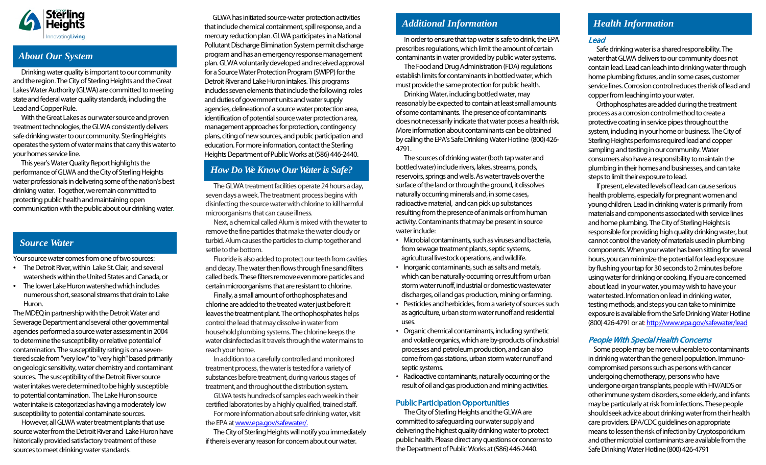Sterling Heights
InnovatingLiving

## About Our System

Drinking water quality is important to our community and the region. The City of Sterling Heights and the Great Lakes Water Authority (GLWA) are committed to meeting state and federal water quality standards, including the Lead and Copper Rule.

With the Great Lakes as our water source and proven treatment technologies, the GLWA consistently delivers safe drinking water to our community. Sterling Heights operates the system of water mains that carry this water to your homes service line.

This year's Water Quality Report highlights the performance of GLWA and the City of Sterling Heights water professionals in delivering some of the nation's best drinking water. Together, we remain committed to protecting public health and maintaining open communication with the public about our drinking water.

## Source Water

Your source water comes from one of two sources:

- The Detroit River, within Lake St. Clair, and several watersheds within the United States and Canada, or
- The lower Lake Huron watershed which includes numerous short, seasonal streams that drain to Lake Huron.

The MDEQ in partnership with the Detroit Water and Sewerage Department and several other governmental agencies performed a source water assessment in 2004 to determine the susceptibility or relative potential of contamination. The susceptibility rating is on a seven-tiered scale from "very low" to "very high" based primarily on geologic sensitivity, water chemistry and contaminant sources. The susceptibility of the Detroit River source water intakes were determined to be highly susceptible to potential contamination. The Lake Huron source water intake is categorized as having a moderately low susceptibility to potential contaminate sources.

However, all GLWA water treatment plants that use source water from the Detroit River and Lake Huron have historically provided satisfactory treatment of these sources to meet drinking water standards.

GLWA has initiated source-water protection activities that include chemical containment, spill response, and a mercury reduction plan. GLWA participates in a National Pollutant Discharge Elimination System permit discharge program and has an emergency response management plan. GLWA voluntarily developed and received approval for a Source Water Protection Program (SWIPP) for the Detroit River and Lake Huron intakes. This programs includes seven elements that include the following: roles and duties of government units and water supply agencies, delineation of a source water protection area, identification of potential source water protection area, management approaches for protection, contingency plans, citing of new sources, and public participation and education. For more information, contact the Sterling Heights Department of Public Works at (586) 446-2440.

## How Do We Know Our Water is Safe?

The GLWA treatment facilities operate 24 hours a day, seven days a week. The treatment process begins with disinfecting the source water with chlorine to kill harmful microorganisms that can cause illness.

Next, a chemical called Alum is mixed with the water to remove the fine particles that make the water cloudy or turbid. Alum causes the particles to clump together and settle to the bottom.

Fluoride is also added to protect our teeth from cavities and decay. The water then flows through fine sand filters called beds. These filters remove even more particles and certain microorganisms that are resistant to chlorine.

Finally, a small amount of orthophosphates and chlorine are added to the treated water just before it leaves the treatment plant. The orthophosphates helps control the lead that may dissolve in water from household plumbing systems. The chlorine keeps the water disinfected as it travels through the water mains to reach your home.

In addition to a carefully controlled and monitored treatment process, the water is tested for a variety of substances before treatment, during various stages of treatment, and throughout the distribution system.

GLWA tests hundreds of samples each week in their certified laboratories by a highly qualified, trained staff.

For more information about safe drinking water, visit the EPA at www.epa.gov/safewater/.

The City of Sterling Heights will notify you immediately if there is ever any reason for concern about our water.

## Additional Information

In order to ensure that tap water is safe to drink, the EPA prescribes regulations, which limit the amount of certain contaminants in water provided by public water systems.

The Food and Drug Administration (FDA) regulations establish limits for contaminants in bottled water, which must provide the same protection for public health.

Drinking Water, including bottled water, may reasonably be expected to contain at least small amounts of some contaminants. The presence of contaminants does not necessarily indicate that water poses a health risk. More information about contaminants can be obtained by calling the EPA's Safe Drinking Water Hotline (800) 426-4791.

The sources of drinking water (both tap water and bottled water) include rivers, lakes, streams, ponds, reservoirs, springs and wells. As water travels over the surface of the land or through the ground, it dissolves naturally occurring minerals and, in some cases, radioactive material, and can pick up substances resulting from the presence of animals or from human activity. Contaminants that may be present in source water include:

- Microbial contaminants, such as viruses and bacteria, from sewage treatment plants, septic systems, agricultural livestock operations, and wildlife.
- Inorganic contaminants, such as salts and metals, which can be naturally-occurring or result from urban storm water runoff, industrial or domestic wastewater discharges, oil and gas production, mining or farming.
- Pesticides and herbicides, from a variety of sources such as agriculture, urban storm water runoff and residential uses.
- Organic chemical contaminants, including synthetic and volatile organics, which are by-products of industrial processes and petroleum production, and can also come from gas stations, urban storm water runoff and septic systems.
- Radioactive contaminants, naturally occurring or the result of oil and gas production and mining activities.

### Public Participation Opportunities

The City of Sterling Heights and the GLWA are committed to safeguarding our water supply and delivering the highest quality drinking water to protect public health. Please direct any questions or concerns to the Department of Public Works at (586) 446-2440.

## Health Information

### Lead

Safe drinking water is a shared responsibility. The water that GLWA delivers to our community does not contain lead. Lead can leach into drinking water through home plumbing fixtures, and in some cases, customer service lines. Corrosion control reduces the risk of lead and copper from leaching into your water.

Orthophosphates are added during the treatment process as a corrosion control method to create a protective coating in service pipes throughout the system, including in your home or business. The City of Sterling Heights performs required lead and copper sampling and testing in our community. Water consumers also have a responsibility to maintain the plumbing in their homes and businesses, and can take steps to limit their exposure to lead.

If present, elevated levels of lead can cause serious health problems, especially for pregnant women and young children. Lead in drinking water is primarily from materials and components associated with service lines and home plumbing. The City of Sterling Heights is responsible for providing high quality drinking water, but cannot control the variety of materials used in plumbing components. When your water has been sitting for several hours, you can minimize the potential for lead exposure by flushing your tap for 30 seconds to 2 minutes before using water for drinking or cooking. If you are concerned about lead in your water, you may wish to have your water tested. Information on lead in drinking water, testing methods, and steps you can take to minimize exposure is available from the Safe Drinking Water Hotline (800) 426-4791 or at: http://www.epa.gov/safewater/lead

### People With Special Health Concerns

Some people may be more vulnerable to contaminants in drinking water than the general population. Immuno-compromised persons such as persons with cancer undergoing chemotherapy, persons who have undergone organ transplants, people with HIV/AIDS or other immune system disorders, some elderly, and infants may be particularly at risk from infections. These people should seek advice about drinking water from their health care providers. EPA/CDC guidelines on appropriate means to lessen the risk of infection by Cryptosporidium and other microbial contaminants are available from the Safe Drinking Water Hotline (800) 426-4791